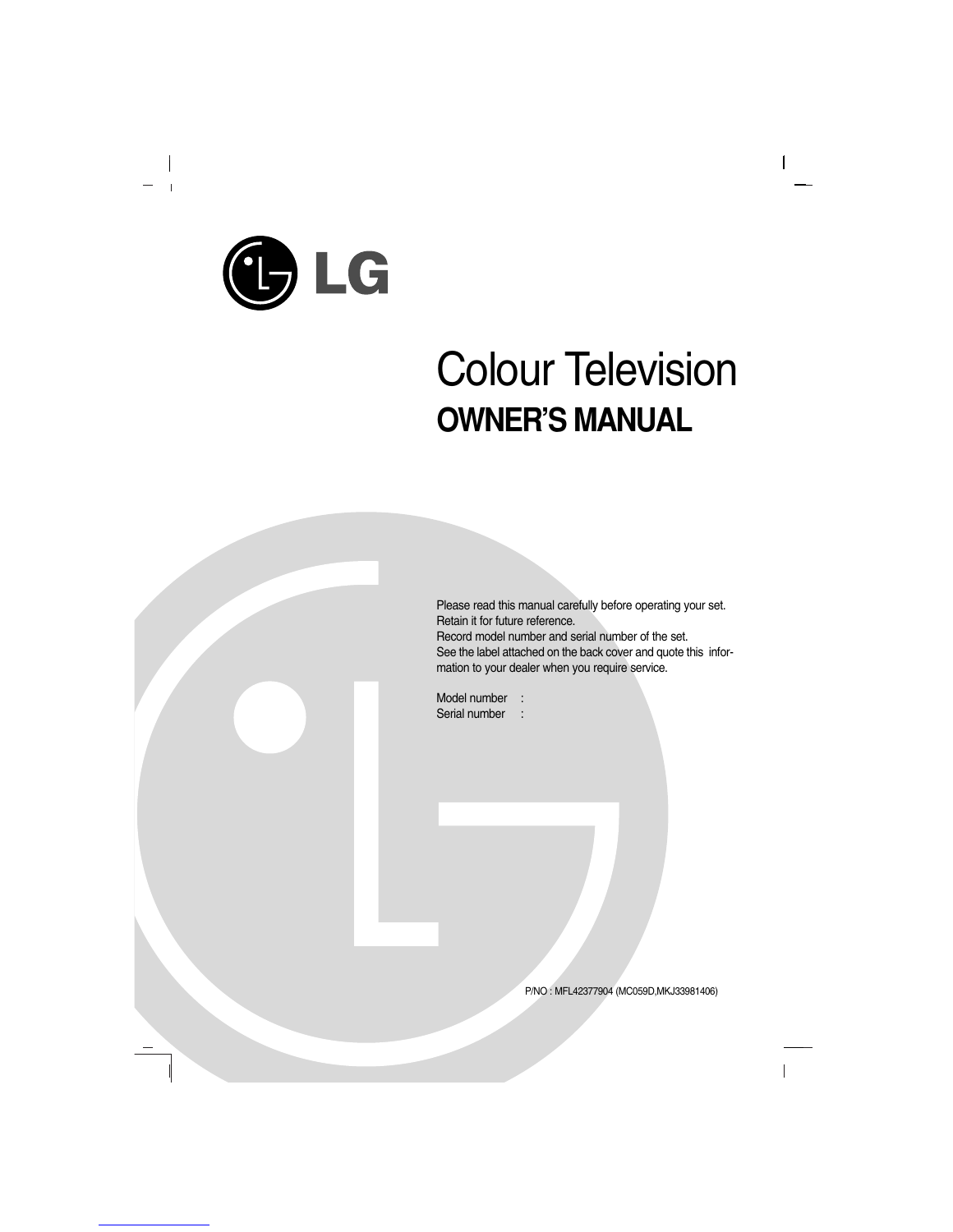LG

# Colour Television

## OWNER'S MANUAL

Please read this manual carefully before operating your set.
Retain it for future reference.
Record model number and serial number of the set.
See the label attached on the back cover and quote this information to your dealer when you require service.

Model number :
Serial number :

P/NO : MFL42377904 (MC059D,MKJ33981406)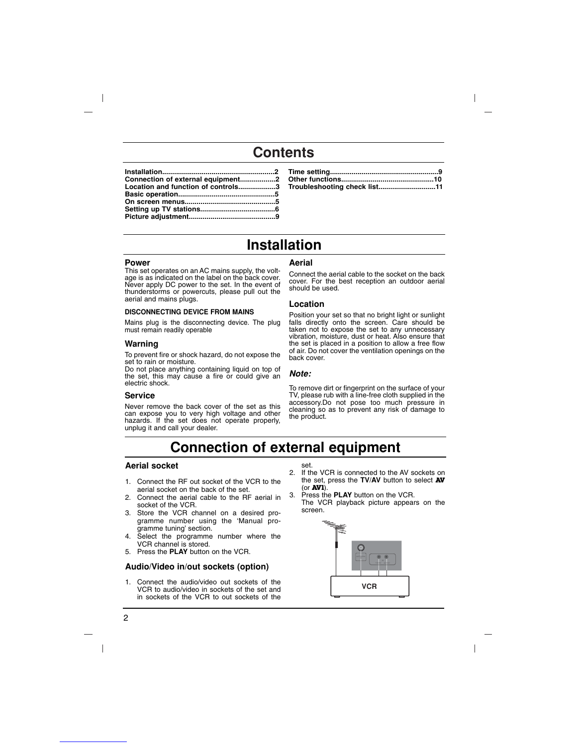# Contents

- **Installation.........................................................2**
- **Connection of external equipment..................2**
- **Location and function of controls...................3**
- **Basic operation................................................5**
- **On screen menus.............................................5**
- **Setting up TV stations.....................................6**
- **Picture adjustment...........................................9**
- **Time setting......................................................9**
- **Other functions...............................................10**
- **Troubleshooting check list............................11**

# Installation

### Power

This set operates on an AC mains supply, the voltage is as indicated on the label on the back cover. Never apply DC power to the set. In the event of thunderstorms or powercuts, please pull out the aerial and mains plugs.

**DISCONNECTING DEVICE FROM MAINS**

Mains plug is the disconnecting device. The plug must remain readily operable

### Warning

To prevent fire or shock hazard, do not expose the set to rain or moisture.
Do not place anything containing liquid on top of the set, this may cause a fire or could give an electric shock.

### Service

Never remove the back cover of the set as this can expose you to very high voltage and other hazards. If the set does not operate properly, unplug it and call your dealer.

### Aerial

Connect the aerial cable to the socket on the back cover. For the best reception an outdoor aerial should be used.

### Location

Position your set so that no bright light or sunlight falls directly onto the screen. Care should be taken not to expose the set to any unnecessary vibration, moisture, dust or heat. Also ensure that the set is placed in a position to allow a free flow of air. Do not cover the ventilation openings on the back cover.

### *Note:*

To remove dirt or fingerprint on the surface of your TV, please rub with a line-free cloth supplied in the accessory.Do not pose too much pressure in cleaning so as to prevent any risk of damage to the product.

# Connection of external equipment

### Aerial socket

1. Connect the RF out socket of the VCR to the aerial socket on the back of the set.
2. Connect the aerial cable to the RF aerial in socket of the VCR.
3. Store the VCR channel on a desired programme number using the 'Manual programme tuning' section.
4. Select the programme number where the VCR channel is stored.
5. Press the **PLAY** button on the VCR.

### Audio/Video in/out sockets (option)

1. Connect the audio/video out sockets of the VCR to audio/video in sockets of the set and in sockets of the VCR to out sockets of the set.
2. If the VCR is connected to the AV sockets on the set, press the **TV/AV** button to select **AV** (or **AV1**).
3. Press the **PLAY** button on the VCR.
   The VCR playback picture appears on the screen.

VCR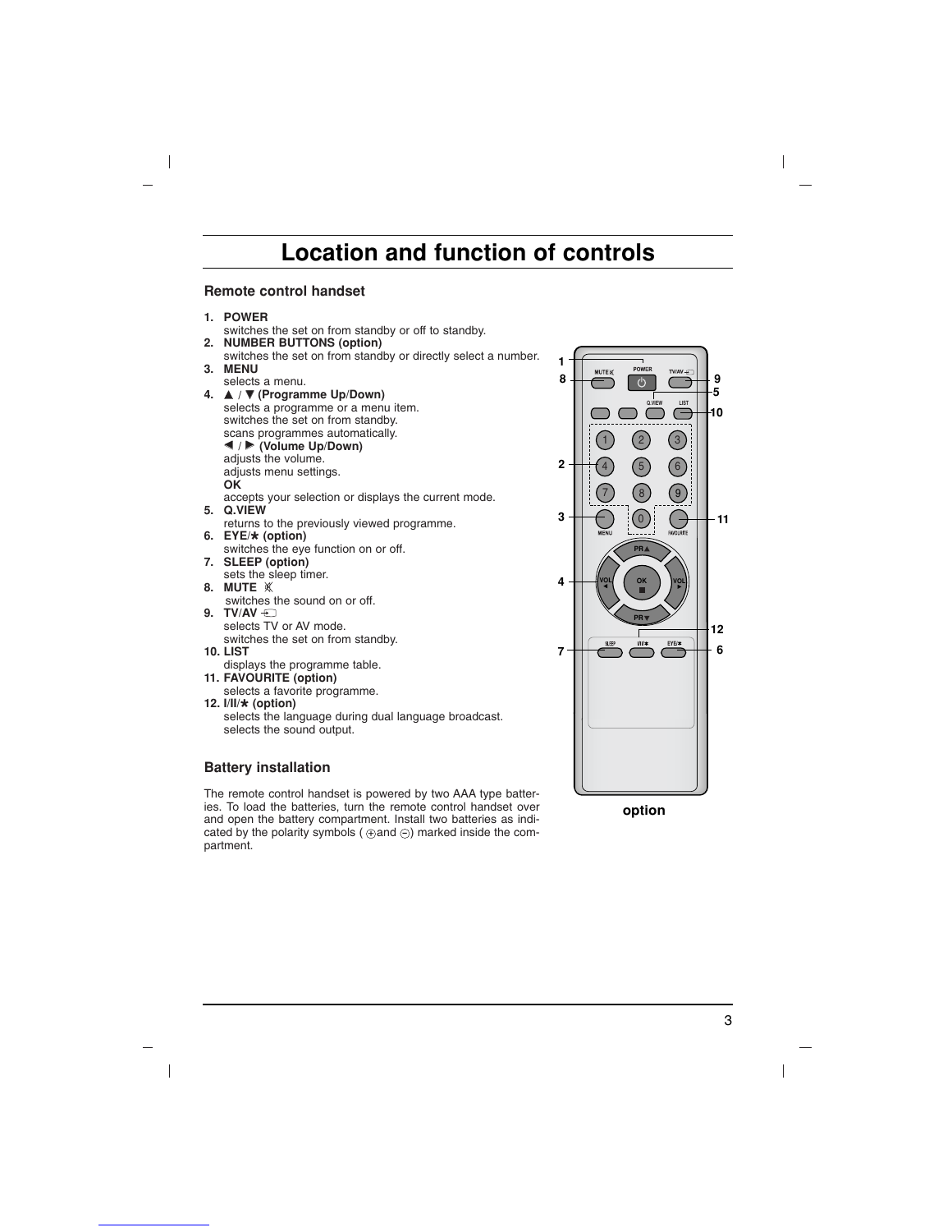# Location and function of controls

## Remote control handset

1. **POWER**
   switches the set on from standby or off to standby.
2. **NUMBER BUTTONS (option)**
   switches the set on from standby or directly select a number.
3. **MENU**
   selects a menu.
4. **▲ / ▼ (Programme Up/Down)**
   selects a programme or a menu item.
   switches the set on from standby.
   scans programmes automatically.
   **◀ / ▶ (Volume Up/Down)**
   adjusts the volume.
   adjusts menu settings.
   **OK**
   accepts your selection or displays the current mode.
5. **Q.VIEW**
   returns to the previously viewed programme.
6. **EYE/✱ (option)**
   switches the eye function on or off.
7. **SLEEP (option)**
   sets the sleep timer.
8. **MUTE**
   switches the sound on or off.
9. **TV/AV**
   selects TV or AV mode.
   switches the set on from standby.
10. **LIST**
    displays the programme table.
11. **FAVOURITE (option)**
    selects a favorite programme.
12. **I/II/✱ (option)**
    selects the language during dual language broadcast.
    selects the sound output.

option

## Battery installation

The remote control handset is powered by two AAA type batteries. To load the batteries, turn the remote control handset over and open the battery compartment. Install two batteries as indicated by the polarity symbols (⊕and ⊖) marked inside the compartment.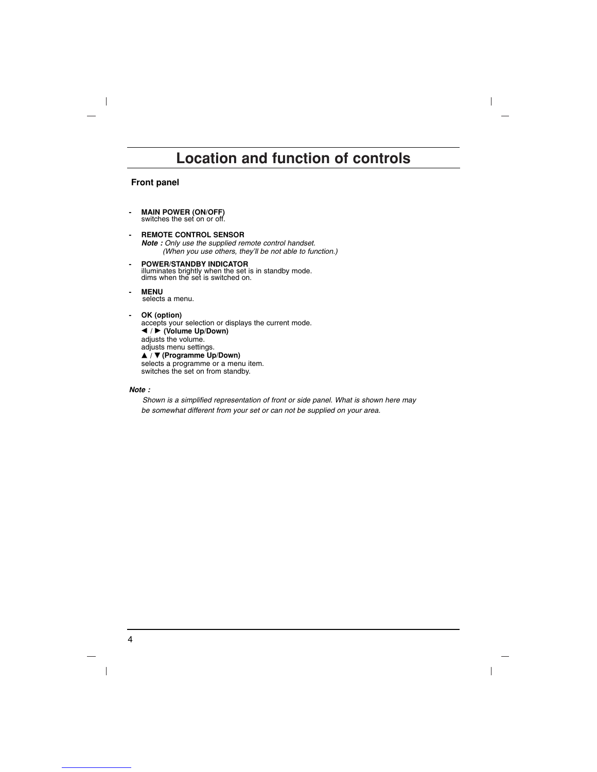# Location and function of controls

## Front panel

- **MAIN POWER (ON/OFF)**
  switches the set on or off.

- **REMOTE CONTROL SENSOR**
  ***Note :*** *Only use the supplied remote control handset.*
  *(When you use others, they'll be not able to function.)*

- **POWER/STANDBY INDICATOR**
  illuminates brightly when the set is in standby mode.
  dims when the set is switched on.

- **MENU**
  selects a menu.

- **OK (option)**
  accepts your selection or displays the current mode.
  **◄ / ► (Volume Up/Down)**
  adjusts the volume.
  adjusts menu settings.
  **▲ / ▼ (Programme Up/Down)**
  selects a programme or a menu item.
  switches the set on from standby.

***Note :***

*Shown is a simplified representation of front or side panel. What is shown here may be somewhat different from your set or can not be supplied on your area.*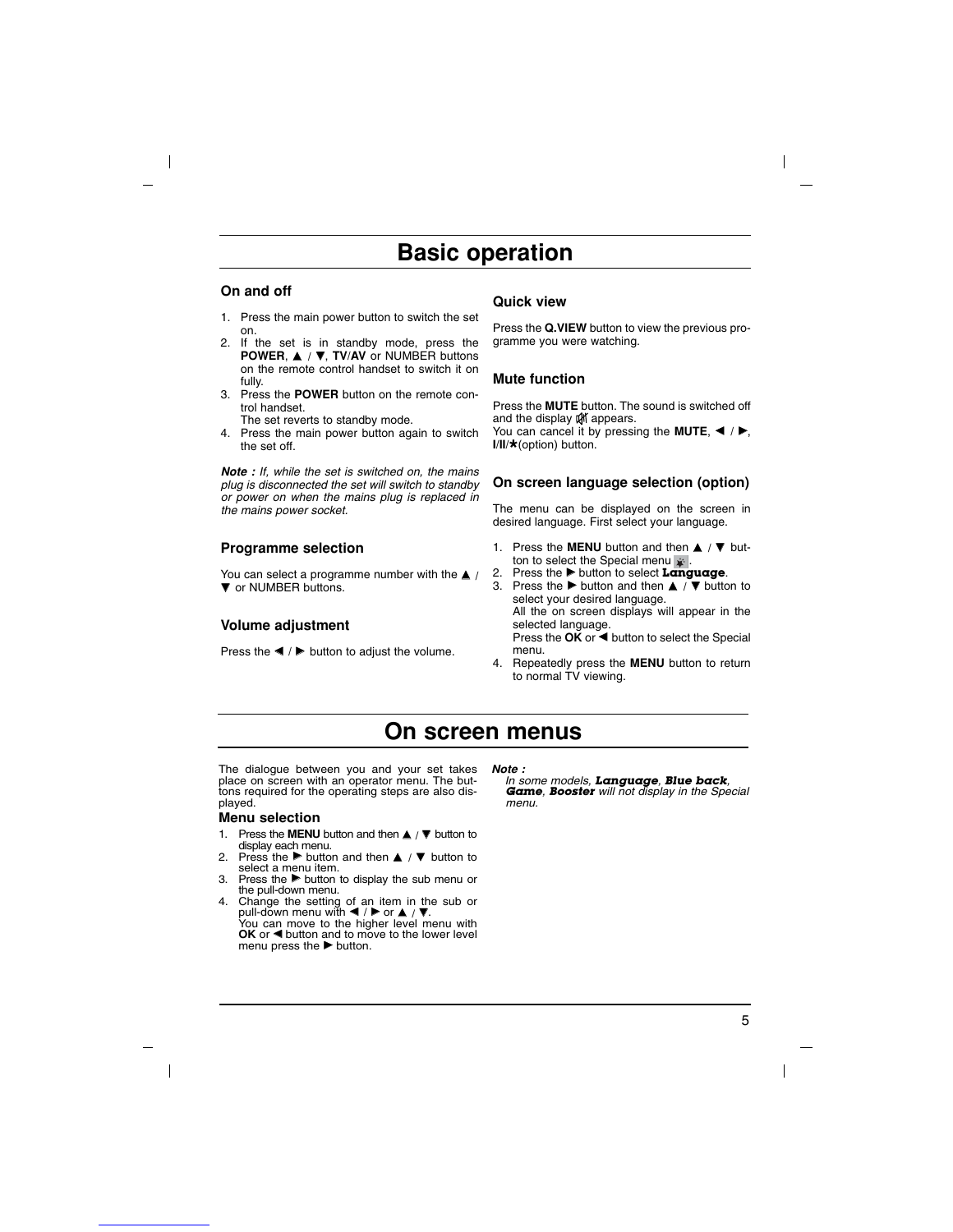# Basic operation

## On and off

1. Press the main power button to switch the set on.
2. If the set is in standby mode, press the **POWER**, ▲ / ▼, **TV/AV** or NUMBER buttons on the remote control handset to switch it on fully.
3. Press the **POWER** button on the remote control handset.
   The set reverts to standby mode.
4. Press the main power button again to switch the set off.

***Note :*** *If, while the set is switched on, the mains plug is disconnected the set will switch to standby or power on when the mains plug is replaced in the mains power socket.*

## Programme selection

You can select a programme number with the ▲ / ▼ or NUMBER buttons.

## Volume adjustment

Press the ◄ / ► button to adjust the volume.

## Quick view

Press the **Q.VIEW** button to view the previous programme you were watching.

## Mute function

Press the **MUTE** button. The sound is switched off and the display 🔇 appears.
You can cancel it by pressing the **MUTE**, ◄ / ►, **I/II/★**(option) button.

## On screen language selection (option)

The menu can be displayed on the screen in desired language. First select your language.

1. Press the **MENU** button and then ▲ / ▼ button to select the Special menu.
2. Press the ► button to select **Language**.
3. Press the ► button and then ▲ / ▼ button to select your desired language.
   All the on screen displays will appear in the selected language.
   Press the **OK** or ◄ button to select the Special menu.
4. Repeatedly press the **MENU** button to return to normal TV viewing.

# On screen menus

The dialogue between you and your set takes place on screen with an operator menu. The buttons required for the operating steps are also displayed.

## Menu selection

1. Press the **MENU** button and then ▲ / ▼ button to display each menu.
2. Press the ► button and then ▲ / ▼ button to select a menu item.
3. Press the ► button to display the sub menu or the pull-down menu.
4. Change the setting of an item in the sub or pull-down menu with ◄ / ► or ▲ / ▼.
   You can move to the higher level menu with **OK** or ◄ button and to move to the lower level menu press the ► button.

***Note :***
*In some models,* ***Language***, ***Blue back***, ***Game***, ***Booster*** *will not display in the Special menu.*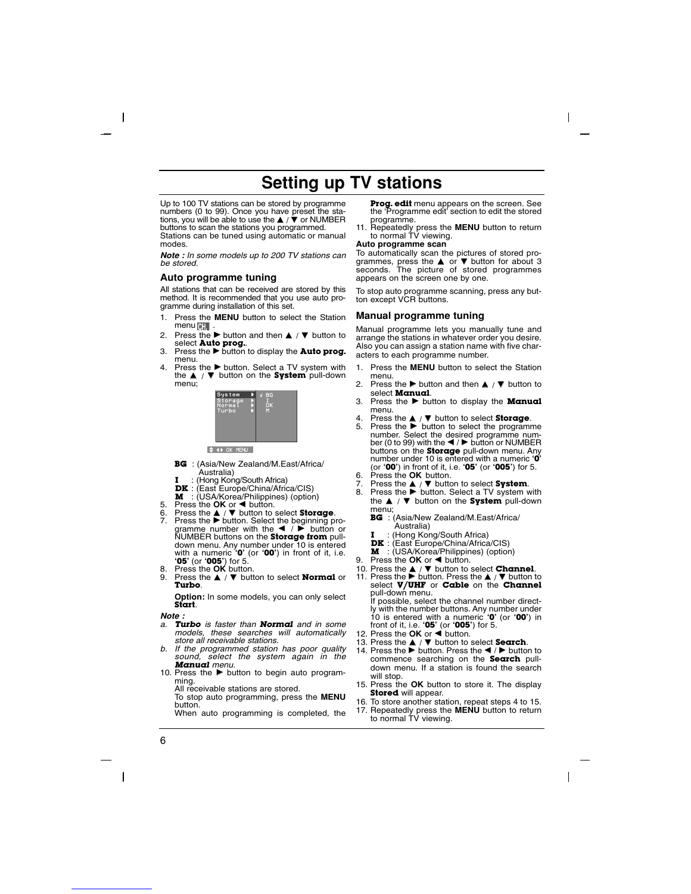# Setting up TV stations

Up to 100 TV stations can be stored by programme numbers (0 to 99). Once you have preset the stations, you will be able to use the ▲ / ▼ or NUMBER buttons to scan the stations you programmed.
Stations can be tuned using automatic or manual modes.

***Note :*** *In some models up to 200 TV stations can be stored.*

## Auto programme tuning

All stations that can be received are stored by this method. It is recommended that you use auto programme during installation of this set.

1. Press the **MENU** button to select the Station menu .
2. Press the ► button and then ▲ / ▼ button to select **Auto prog.**.
3. Press the ► button to display the **Auto prog.** menu.
4. Press the ► button. Select a TV system with the ▲ / ▼ button on the **System** pull-down menu;

   ```
   System  ►  √ BG
   Storage ►    I
   Normal  ►    DK
   Turbo   ►    M
   ```

   **BG** : (Asia/New Zealand/M.East/Africa/ Australia)
   **I** : (Hong Kong/South Africa)
   **DK** : (East Europe/China/Africa/CIS)
   **M** : (USA/Korea/Philippines) (option)
5. Press the **OK** or ◄ button.
6. Press the ▲ / ▼ button to select **Storage**.
7. Press the ► button. Select the beginning programme number with the ◄ / ► button or NUMBER buttons on the **Storage from** pull-down menu. Any number under 10 is entered with a numeric **'0'** (or **'00'**) in front of it, i.e. **'05'** (or **'005'**) for 5.
8. Press the **OK** button.
9. Press the ▲ / ▼ button to select **Normal** or **Turbo**.

   **Option:** In some models, you can only select **Start**.

***Note :***
*a. **Turbo** is faster than **Normal** and in some models, these searches will automatically store all receivable stations.*
*b. If the programmed station has poor quality sound, select the system again in the **Manual** menu.*

10. Press the ► button to begin auto programming.
    All receivable stations are stored.
    To stop auto programming, press the **MENU** button.
    When auto programming is completed, the **Prog. edit** menu appears on the screen. See the 'Programme edit' section to edit the stored programme.
11. Repeatedly press the **MENU** button to return to normal TV viewing.

**Auto programme scan**
To automatically scan the pictures of stored programmes, press the ▲ or ▼ button for about 3 seconds. The picture of stored programmes appears on the screen one by one.

To stop auto programme scanning, press any button except VCR buttons.

## Manual programme tuning

Manual programme lets you manually tune and arrange the stations in whatever order you desire. Also you can assign a station name with five characters to each programme number.

1. Press the **MENU** button to select the Station menu.
2. Press the ► button and then ▲ / ▼ button to select **Manual**.
3. Press the ► button to display the **Manual** menu.
4. Press the ▲ / ▼ button to select **Storage**.
5. Press the ► button to select the programme number. Select the desired programme number (0 to 99) with the ◄ / ► button or NUMBER buttons on the **Storage** pull-down menu. Any number under 10 is entered with a numeric **'0'** (or **'00'**) in front of it, i.e. **'05'** (or **'005'**) for 5.
6. Press the **OK** button.
7. Press the ▲ / ▼ button to select **System**.
8. Press the ► button. Select a TV system with the ▲ / ▼ button on the **System** pull-down menu;
   **BG** : (Asia/New Zealand/M.East/Africa/ Australia)
   **I** : (Hong Kong/South Africa)
   **DK** : (East Europe/China/Africa/CIS)
   **M** : (USA/Korea/Philippines) (option)
9. Press the **OK** or ◄ button.
10. Press the ▲ / ▼ button to select **Channel**.
11. Press the ► button. Press the ▲ / ▼ button to select **V/UHF** or **Cable** on the **Channel** pull-down menu.
    If possible, select the channel number directly with the number buttons. Any number under 10 is entered with a numeric **'0'** (or **'00'**) in front of it, i.e. **'05'** (or **'005'**) for 5.
12. Press the **OK** or ◄ button.
13. Press the ▲ / ▼ button to select **Search**.
14. Press the ► button. Press the ◄ / ► button to commence searching on the **Search** pull-down menu. If a station is found the search will stop.
15. Press the **OK** button to store it. The display **Stored** will appear.
16. To store another station, repeat steps 4 to 15.
17. Repeatedly press the **MENU** button to return to normal TV viewing.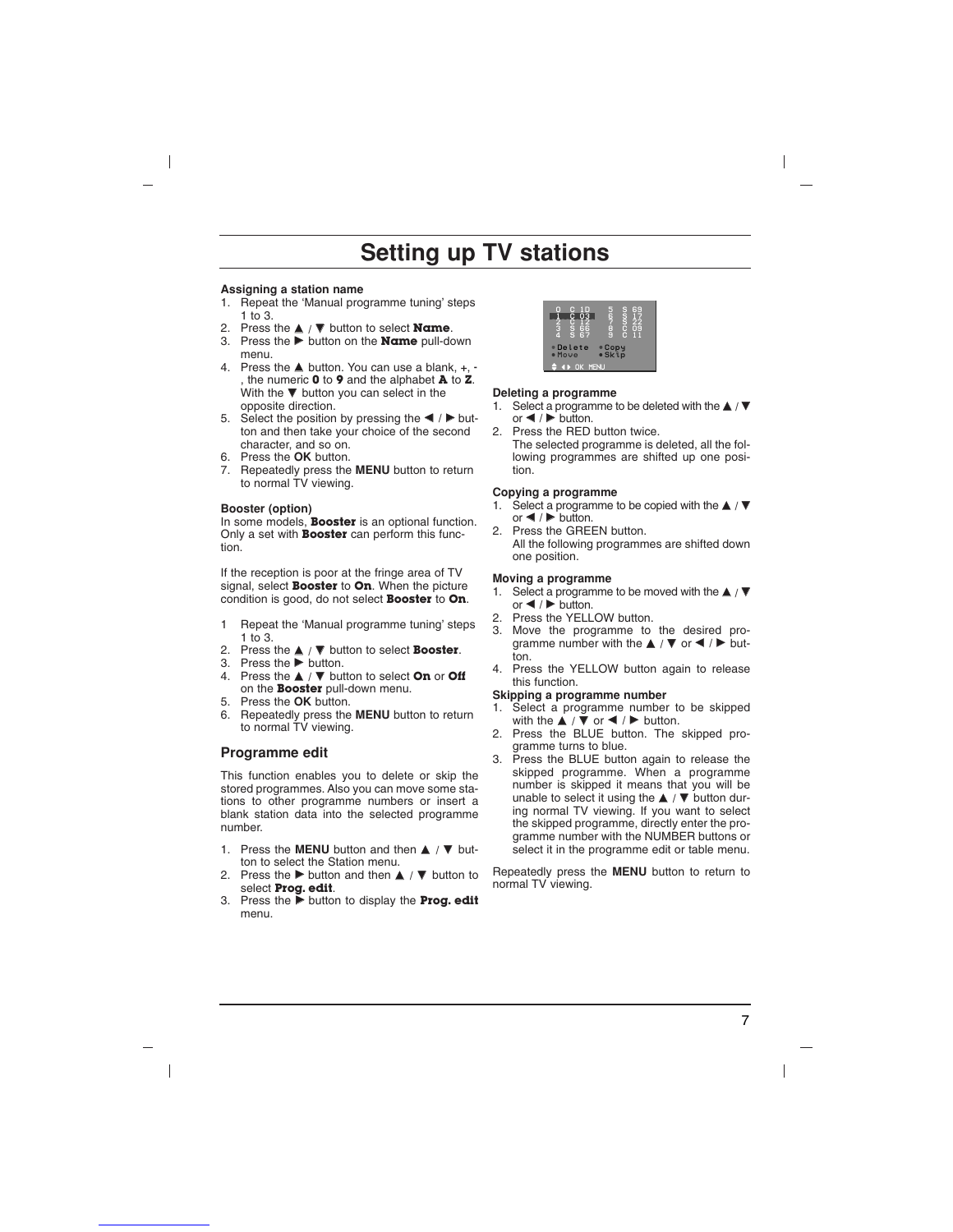# Setting up TV stations

**Assigning a station name**

1. Repeat the 'Manual programme tuning' steps 1 to 3.
2. Press the ▲ / ▼ button to select **Name**.
3. Press the ► button on the **Name** pull-down menu.
4. Press the ▲ button. You can use a blank, +, -, the numeric **0** to **9** and the alphabet **A** to **Z**. With the ▼ button you can select in the opposite direction.
5. Select the position by pressing the ◄ / ► button and then take your choice of the second character, and so on.
6. Press the **OK** button.
7. Repeatedly press the **MENU** button to return to normal TV viewing.

**Booster (option)**

In some models, **Booster** is an optional function. Only a set with **Booster** can perform this function.

If the reception is poor at the fringe area of TV signal, select **Booster** to **On**. When the picture condition is good, do not select **Booster** to **On**.

1 Repeat the 'Manual programme tuning' steps 1 to 3.
2. Press the ▲ / ▼ button to select **Booster**.
3. Press the ► button.
4. Press the ▲ / ▼ button to select **On** or **Off** on the **Booster** pull-down menu.
5. Press the **OK** button.
6. Repeatedly press the **MENU** button to return to normal TV viewing.

## Programme edit

This function enables you to delete or skip the stored programmes. Also you can move some stations to other programme numbers or insert a blank station data into the selected programme number.

1. Press the **MENU** button and then ▲ / ▼ button to select the Station menu.
2. Press the ► button and then ▲ / ▼ button to select **Prog. edit**.
3. Press the ► button to display the **Prog. edit** menu.

**Deleting a programme**

1. Select a programme to be deleted with the ▲ / ▼ or ◄ / ► button.
2. Press the RED button twice.
   The selected programme is deleted, all the following programmes are shifted up one position.

**Copying a programme**

1. Select a programme to be copied with the ▲ / ▼ or ◄ / ► button.
2. Press the GREEN button.
   All the following programmes are shifted down one position.

**Moving a programme**

1. Select a programme to be moved with the ▲ / ▼ or ◄ / ► button.
2. Press the YELLOW button.
3. Move the programme to the desired programme number with the ▲ / ▼ or ◄ / ► button.
4. Press the YELLOW button again to release this function.

**Skipping a programme number**

1. Select a programme number to be skipped with the ▲ / ▼ or ◄ / ► button.
2. Press the BLUE button. The skipped programme turns to blue.
3. Press the BLUE button again to release the skipped programme. When a programme number is skipped it means that you will be unable to select it using the ▲ / ▼ button during normal TV viewing. If you want to select the skipped programme, directly enter the programme number with the NUMBER buttons or select it in the programme edit or table menu.

Repeatedly press the **MENU** button to return to normal TV viewing.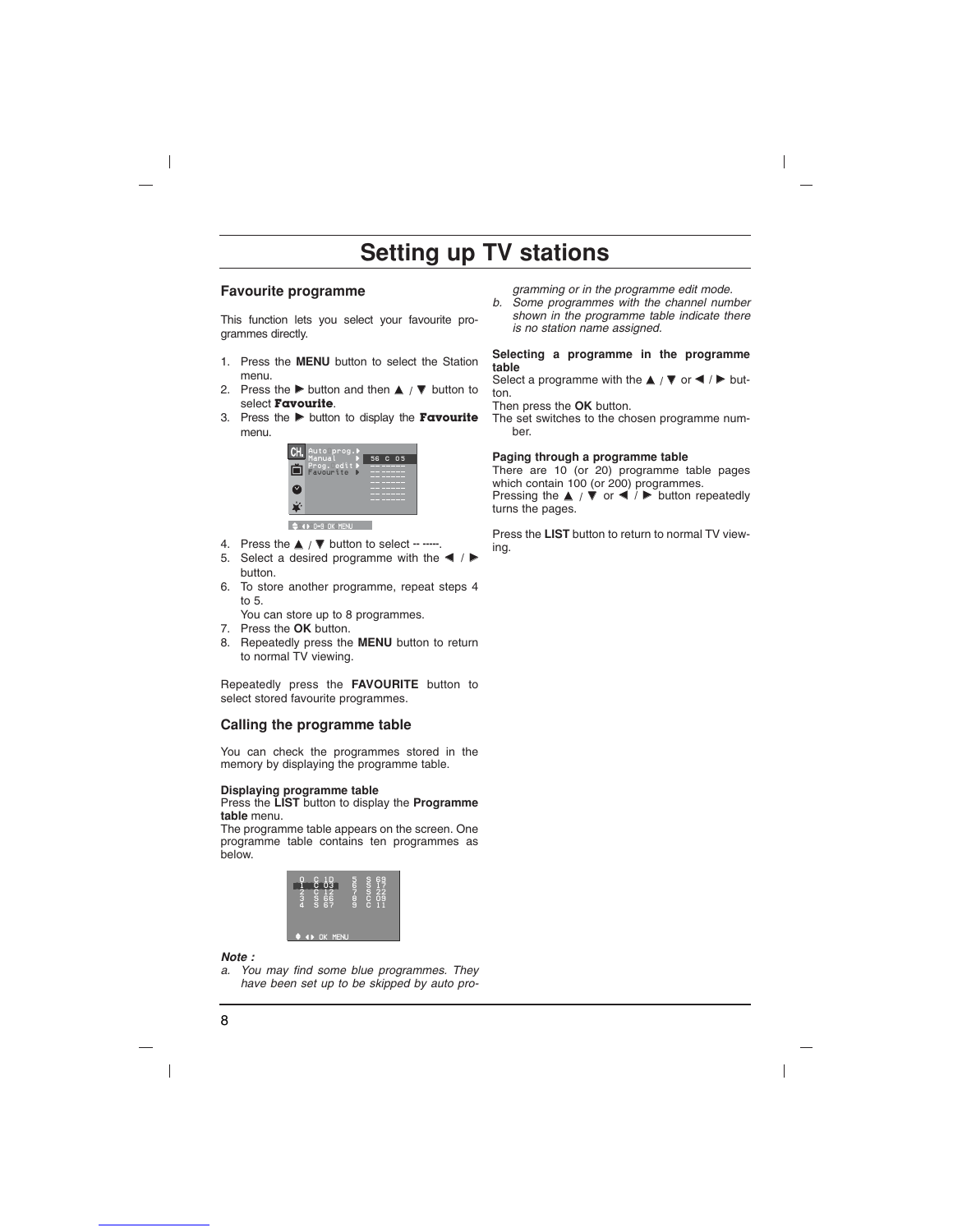# Setting up TV stations

## Favourite programme

This function lets you select your favourite programmes directly.

1. Press the **MENU** button to select the Station menu.
2. Press the ▶ button and then ▲ / ▼ button to select **Favourite**.
3. Press the ▶ button to display the **Favourite** menu.
4. Press the ▲ / ▼ button to select -- -----.
5. Select a desired programme with the ◀ / ▶ button.
6. To store another programme, repeat steps 4 to 5.

   You can store up to 8 programmes.
7. Press the **OK** button.
8. Repeatedly press the **MENU** button to return to normal TV viewing.

Repeatedly press the **FAVOURITE** button to select stored favourite programmes.

## Calling the programme table

You can check the programmes stored in the memory by displaying the programme table.

**Displaying programme table**

Press the **LIST** button to display the **Programme table** menu.

The programme table appears on the screen. One programme table contains ten programmes as below.

***Note :***

*a. You may find some blue programmes. They have been set up to be skipped by auto programming or in the programme edit mode.*

*b. Some programmes with the channel number shown in the programme table indicate there is no station name assigned.*

**Selecting a programme in the programme table**

Select a programme with the ▲ / ▼ or ◀ / ▶ button.

Then press the **OK** button.

The set switches to the chosen programme number.

**Paging through a programme table**

There are 10 (or 20) programme table pages which contain 100 (or 200) programmes.

Pressing the ▲ / ▼ or ◀ / ▶ button repeatedly turns the pages.

Press the **LIST** button to return to normal TV viewing.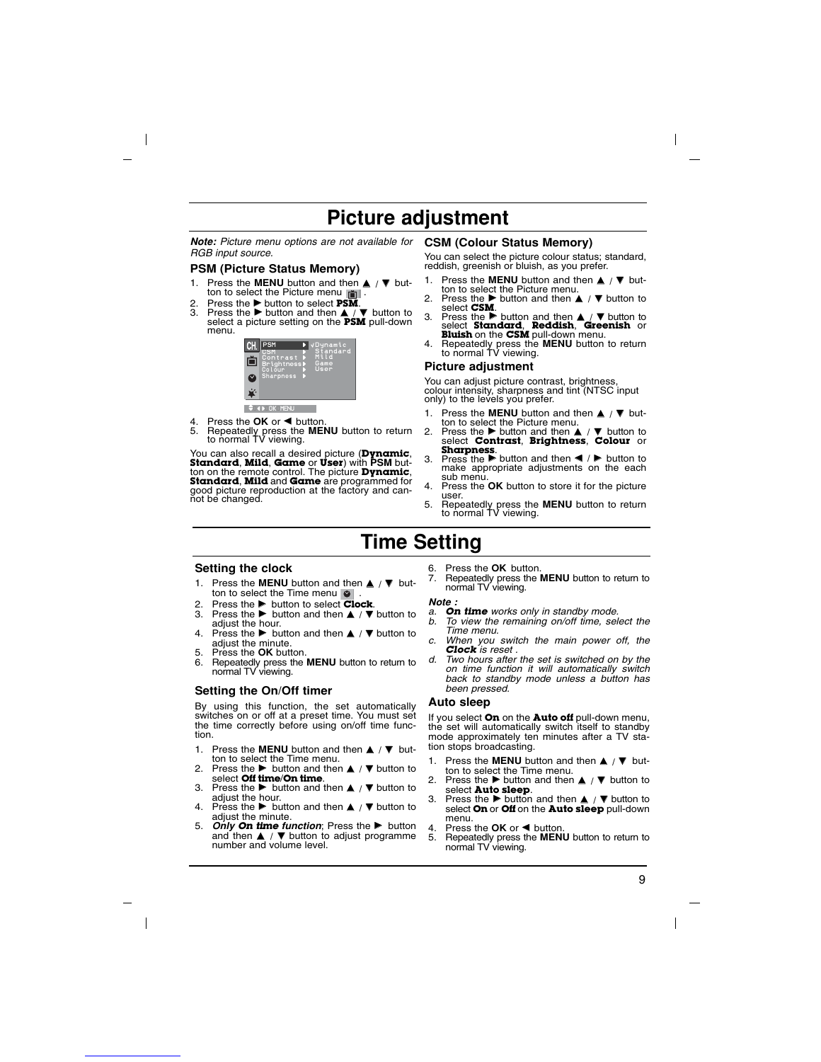# Picture adjustment

***Note:** Picture menu options are not available for RGB input source.*

### PSM (Picture Status Memory)

1. Press the **MENU** button and then ▲ / ▼ button to select the Picture menu.
2. Press the ► button to select **PSM**.
3. Press the ► button and then ▲ / ▼ button to select a picture setting on the **PSM** pull-down menu.

```
PSM        ►  √Dynamic
CSM        ►   Standard
Contrast   ►   Mild
Brightness ►   Game
Colour     ►   User
Sharpness  ►

◆ ◄► OK MENU
```

4. Press the **OK** or ◄ button.
5. Repeatedly press the **MENU** button to return to normal TV viewing.

You can also recall a desired picture (**Dynamic**, **Standard**, **Mild**, **Game** or **User**) with **PSM** button on the remote control. The picture **Dynamic**, **Standard**, **Mild** and **Game** are programmed for good picture reproduction at the factory and cannot be changed.

### CSM (Colour Status Memory)

You can select the picture colour status; standard, reddish, greenish or bluish, as you prefer.

1. Press the **MENU** button and then ▲ / ▼ button to select the Picture menu.
2. Press the ► button and then ▲ / ▼ button to select **CSM**.
3. Press the ► button and then ▲ / ▼ button to select **Standard**, **Reddish**, **Greenish** or **Bluish** on the **CSM** pull-down menu.
4. Repeatedly press the **MENU** button to return to normal TV viewing.

### Picture adjustment

You can adjust picture contrast, brightness, colour intensity, sharpness and tint (NTSC input only) to the levels you prefer.

1. Press the **MENU** button and then ▲ / ▼ button to select the Picture menu.
2. Press the ► button and then ▲ / ▼ button to select **Contrast**, **Brightness**, **Colour** or **Sharpness**.
3. Press the ► button and then ◄ / ► button to make appropriate adjustments on the each sub menu.
4. Press the **OK** button to store it for the picture user.
5. Repeatedly press the **MENU** button to return to normal TV viewing.

# Time Setting

### Setting the clock

1. Press the **MENU** button and then ▲ / ▼ button to select the Time menu.
2. Press the ► button to select **Clock**.
3. Press the ► button and then ▲ / ▼ button to adjust the hour.
4. Press the ► button and then ▲ / ▼ button to adjust the minute.
5. Press the **OK** button.
6. Repeatedly press the **MENU** button to return to normal TV viewing.

### Setting the On/Off timer

By using this function, the set automatically switches on or off at a preset time. You must set the time correctly before using on/off time function.

1. Press the **MENU** button and then ▲ / ▼ button to select the Time menu.
2. Press the ► button and then ▲ / ▼ button to select **Off time**/**On time**.
3. Press the ► button and then ▲ / ▼ button to adjust the hour.
4. Press the ► button and then ▲ / ▼ button to adjust the minute.
5. ***Only On time function***; Press the ► button and then ▲ / ▼ button to adjust programme number and volume level.
6. Press the **OK** button.
7. Repeatedly press the **MENU** button to return to normal TV viewing.

***Note :***

*a. **On time** works only in standby mode.*
*b. To view the remaining on/off time, select the Time menu.*
*c. When you switch the main power off, the **Clock** is reset .*
*d. Two hours after the set is switched on by the on time function it will automatically switch back to standby mode unless a button has been pressed.*

### Auto sleep

If you select **On** on the **Auto off** pull-down menu, the set will automatically switch itself to standby mode approximately ten minutes after a TV station stops broadcasting.

1. Press the **MENU** button and then ▲ / ▼ button to select the Time menu.
2. Press the ► button and then ▲ / ▼ button to select **Auto sleep**.
3. Press the ► button and then ▲ / ▼ button to select **On** or **Off** on the **Auto sleep** pull-down menu.
4. Press the **OK** or ◄ button.
5. Repeatedly press the **MENU** button to return to normal TV viewing.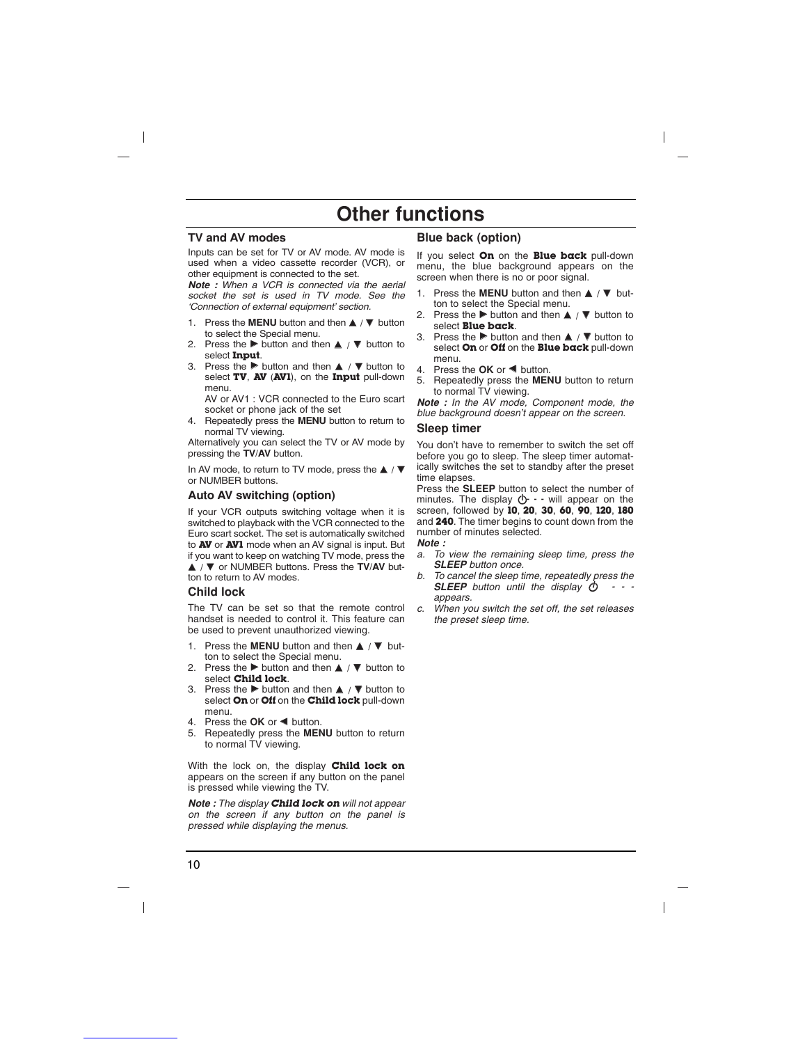# Other functions

## TV and AV modes

Inputs can be set for TV or AV mode. AV mode is used when a video cassette recorder (VCR), or other equipment is connected to the set.

***Note :*** *When a VCR is connected via the aerial socket the set is used in TV mode. See the 'Connection of external equipment' section.*

1. Press the **MENU** button and then ▲ / ▼ button to select the Special menu.
2. Press the ▶ button and then ▲ / ▼ button to select **Input**.
3. Press the ▶ button and then ▲ / ▼ button to select **TV**, **AV** (**AV1**), on the **Input** pull-down menu.
   AV or AV1 : VCR connected to the Euro scart socket or phone jack of the set
4. Repeatedly press the **MENU** button to return to normal TV viewing.

Alternatively you can select the TV or AV mode by pressing the **TV/AV** button.

In AV mode, to return to TV mode, press the ▲ / ▼ or NUMBER buttons.

## Auto AV switching (option)

If your VCR outputs switching voltage when it is switched to playback with the VCR connected to the Euro scart socket. The set is automatically switched to **AV** or **AV1** mode when an AV signal is input. But if you want to keep on watching TV mode, press the ▲ / ▼ or NUMBER buttons. Press the **TV/AV** button to return to AV modes.

## Child lock

The TV can be set so that the remote control handset is needed to control it. This feature can be used to prevent unauthorized viewing.

1. Press the **MENU** button and then ▲ / ▼ button to select the Special menu.
2. Press the ▶ button and then ▲ / ▼ button to select **Child lock**.
3. Press the ▶ button and then ▲ / ▼ button to select **On** or **Off** on the **Child lock** pull-down menu.
4. Press the **OK** or ◀ button.
5. Repeatedly press the **MENU** button to return to normal TV viewing.

With the lock on, the display **Child lock on** appears on the screen if any button on the panel is pressed while viewing the TV.

***Note :*** *The display* ***Child lock on*** *will not appear on the screen if any button on the panel is pressed while displaying the menus.*

## Blue back (option)

If you select **On** on the **Blue back** pull-down menu, the blue background appears on the screen when there is no or poor signal.

1. Press the **MENU** button and then ▲ / ▼ button to select the Special menu.
2. Press the ▶ button and then ▲ / ▼ button to select **Blue back**.
3. Press the ▶ button and then ▲ / ▼ button to select **On** or **Off** on the **Blue back** pull-down menu.
4. Press the **OK** or ◀ button.
5. Repeatedly press the **MENU** button to return to normal TV viewing.

***Note :*** *In the AV mode, Component mode, the blue background doesn't appear on the screen.*

## Sleep timer

You don't have to remember to switch the set off before you go to sleep. The sleep timer automatically switches the set to standby after the preset time elapses.

Press the **SLEEP** button to select the number of minutes. The display ⏻ - - - will appear on the screen, followed by **10**, **20**, **30**, **60**, **90**, **120**, **180** and **240**. The timer begins to count down from the number of minutes selected.

***Note :***

a. *To view the remaining sleep time, press the* ***SLEEP*** *button once.*
b. *To cancel the sleep time, repeatedly press the* ***SLEEP*** *button until the display* ⏻ - - - *appears.*
c. *When you switch the set off, the set releases the preset sleep time.*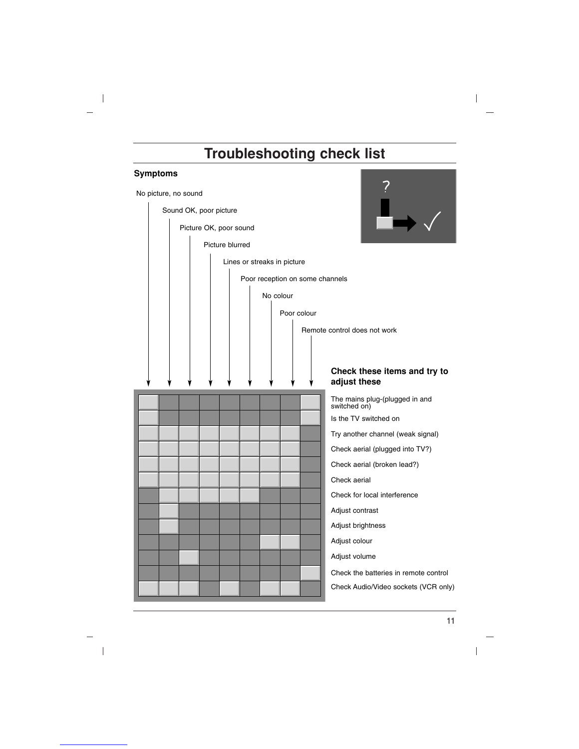# Troubleshooting check list

## Symptoms

### Check these items and try to adjust these

| Check these items and try to adjust these | No picture, no sound | Sound OK, poor picture | Picture OK, poor sound | Picture blurred | Lines or streaks in picture | Poor reception on some channels | No colour | Poor colour | Remote control does not work |
|---|---|---|---|---|---|---|---|---|---|
| The mains plug-(plugged in and switched on) | ✓ | | | | | | | | ✓ |
| Is the TV switched on | ✓ | | | | | | | | ✓ |
| Try another channel (weak signal) | ✓ | ✓ | ✓ | ✓ | ✓ | ✓ | ✓ | ✓ | |
| Check aerial (plugged into TV?) | ✓ | ✓ | ✓ | ✓ | ✓ | ✓ | ✓ | ✓ | |
| Check aerial (broken lead?) | ✓ | ✓ | ✓ | ✓ | ✓ | ✓ | ✓ | ✓ | |
| Check aerial | ✓ | ✓ | ✓ | ✓ | ✓ | ✓ | ✓ | ✓ | |
| Check for local interference | | ✓ | ✓ | ✓ | ✓ | ✓ | | | |
| Adjust contrast | | ✓ | | | | | | | |
| Adjust brightness | | ✓ | | | | | | | |
| Adjust colour | | | | | | | ✓ | ✓ | |
| Adjust volume | | | ✓ | | | | | | |
| Check the batteries in remote control | | | | | | | | | ✓ |
| Check Audio/Video sockets (VCR only) | ✓ | ✓ | ✓ | | ✓ | | ✓ | ✓ | |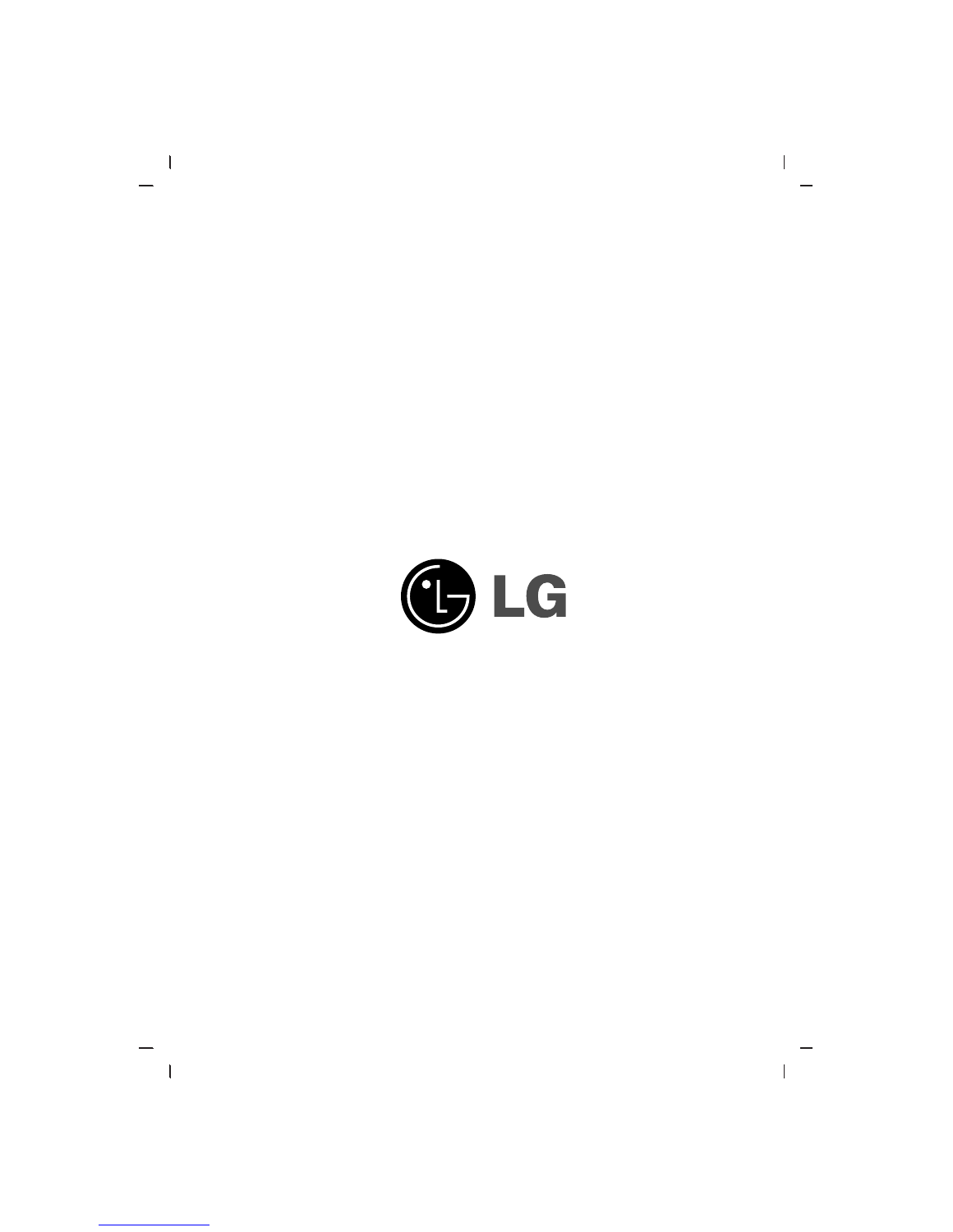LG